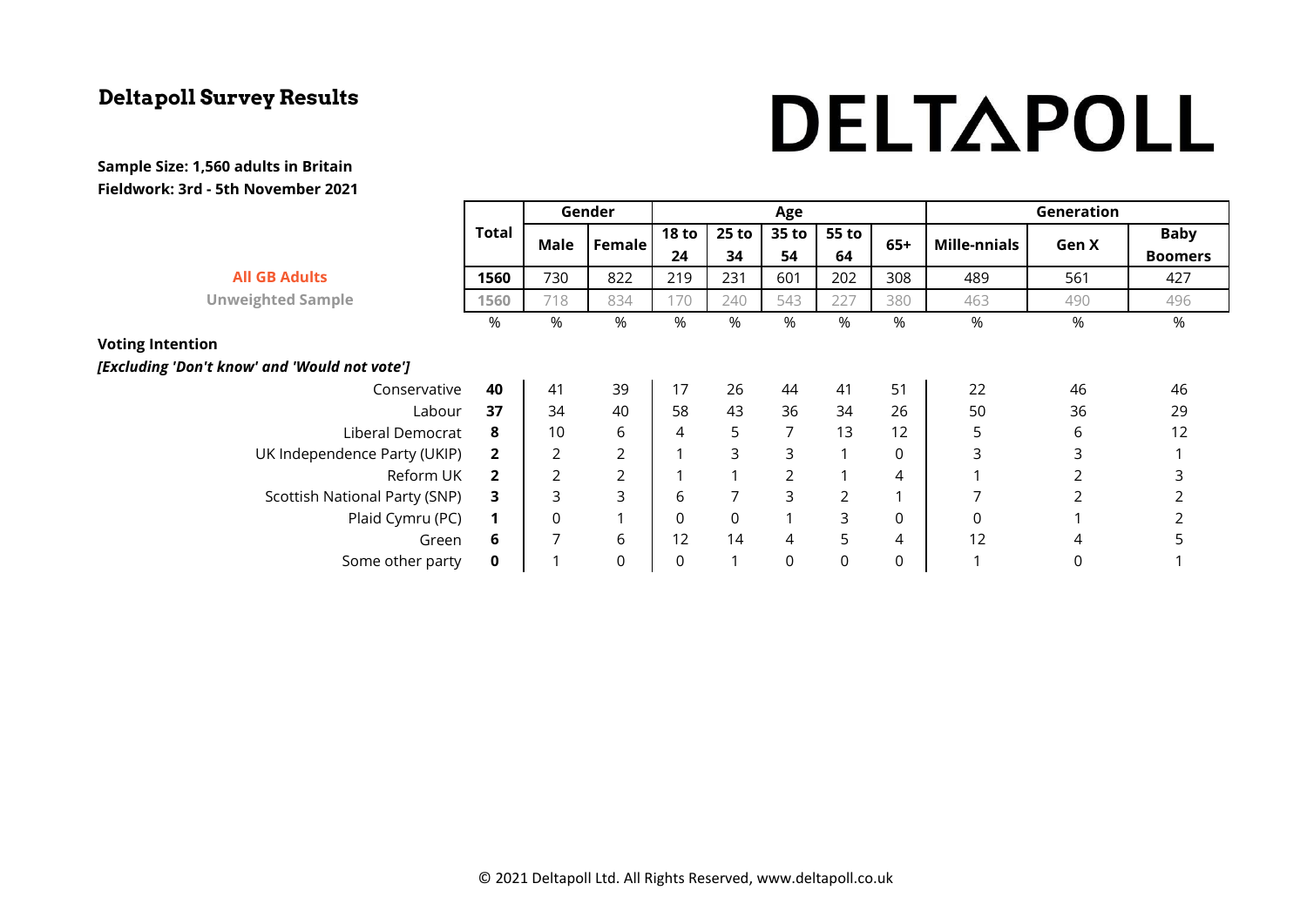## Deltapoll Survey Results

DELTAPOLL

**Sample Size: 1,560 adults in Britain**
**Fieldwork: 3rd - 5th November 2021**

| | Total | Gender | | Age | | | | | Generation | | |
|---|---|---|---|---|---|---|---|---|---|---|---|
| | | Male | Female | 18 to 24 | 25 to 34 | 35 to 54 | 55 to 64 | 65+ | Mille-nnials | Gen X | Baby Boomers |
| **All GB Adults** | **1560** | 730 | 822 | 219 | 231 | 601 | 202 | 308 | 489 | 561 | 427 |
| **Unweighted Sample** | 1560 | 718 | 834 | 170 | 240 | 543 | 227 | 380 | 463 | 490 | 496 |
| | % | % | % | % | % | % | % | % | % | % | % |
| **Voting Intention** | | | | | | | | | | | |
| ***[Excluding 'Don't know' and 'Would not vote']*** | | | | | | | | | | | |
| Conservative | **40** | 41 | 39 | 17 | 26 | 44 | 41 | 51 | 22 | 46 | 46 |
| Labour | **37** | 34 | 40 | 58 | 43 | 36 | 34 | 26 | 50 | 36 | 29 |
| Liberal Democrat | **8** | 10 | 6 | 4 | 5 | 7 | 13 | 12 | 5 | 6 | 12 |
| UK Independence Party (UKIP) | **2** | 2 | 2 | 1 | 3 | 3 | 1 | 0 | 3 | 3 | 1 |
| Reform UK | **2** | 2 | 2 | 1 | 1 | 2 | 1 | 4 | 1 | 2 | 3 |
| Scottish National Party (SNP) | **3** | 3 | 3 | 6 | 7 | 3 | 2 | 1 | 7 | 2 | 2 |
| Plaid Cymru (PC) | **1** | 0 | 1 | 0 | 0 | 1 | 3 | 0 | 0 | 1 | 2 |
| Green | **6** | 7 | 6 | 12 | 14 | 4 | 5 | 4 | 12 | 4 | 5 |
| Some other party | **0** | 1 | 0 | 0 | 1 | 0 | 0 | 0 | 1 | 0 | 1 |

© 2021 Deltapoll Ltd. All Rights Reserved, www.deltapoll.co.uk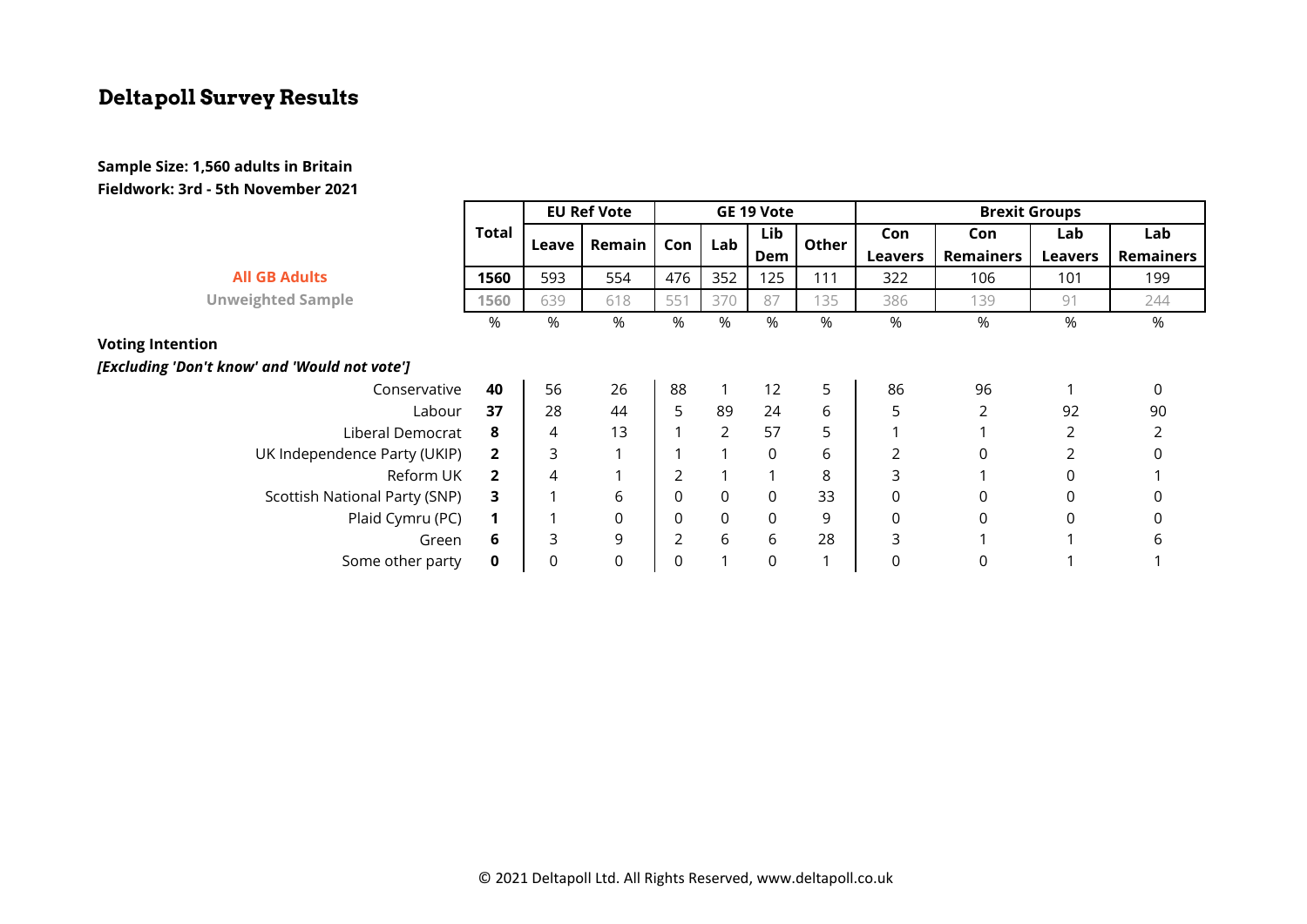# Deltapoll Survey Results

**Sample Size: 1,560 adults in Britain**
**Fieldwork: 3rd - 5th November 2021**

| | Total | EU Ref Vote | | GE 19 Vote | | | | Brexit Groups | | | |
|---|---|---|---|---|---|---|---|---|---|---|---|
| | | Leave | Remain | Con | Lab | Lib Dem | Other | Con Leavers | Con Remainers | Lab Leavers | Lab Remainers |
| **All GB Adults** | **1560** | 593 | 554 | 476 | 352 | 125 | 111 | 322 | 106 | 101 | 199 |
| **Unweighted Sample** | 1560 | 639 | 618 | 551 | 370 | 87 | 135 | 386 | 139 | 91 | 244 |
| | % | % | % | % | % | % | % | % | % | % | % |
| **Voting Intention** | | | | | | | | | | | |
| ***[Excluding 'Don't know' and 'Would not vote']*** | | | | | | | | | | | |
| Conservative | **40** | 56 | 26 | 88 | 1 | 12 | 5 | 86 | 96 | 1 | 0 |
| Labour | **37** | 28 | 44 | 5 | 89 | 24 | 6 | 5 | 2 | 92 | 90 |
| Liberal Democrat | **8** | 4 | 13 | 1 | 2 | 57 | 5 | 1 | 1 | 2 | 2 |
| UK Independence Party (UKIP) | **2** | 3 | 1 | 1 | 1 | 0 | 6 | 2 | 0 | 2 | 0 |
| Reform UK | **2** | 4 | 1 | 2 | 1 | 1 | 8 | 3 | 1 | 0 | 1 |
| Scottish National Party (SNP) | **3** | 1 | 6 | 0 | 0 | 0 | 33 | 0 | 0 | 0 | 0 |
| Plaid Cymru (PC) | **1** | 1 | 0 | 0 | 0 | 0 | 9 | 0 | 0 | 0 | 0 |
| Green | **6** | 3 | 9 | 2 | 6 | 6 | 28 | 3 | 1 | 1 | 6 |
| Some other party | **0** | 0 | 0 | 0 | 1 | 0 | 1 | 0 | 0 | 1 | 1 |

© 2021 Deltapoll Ltd. All Rights Reserved, www.deltapoll.co.uk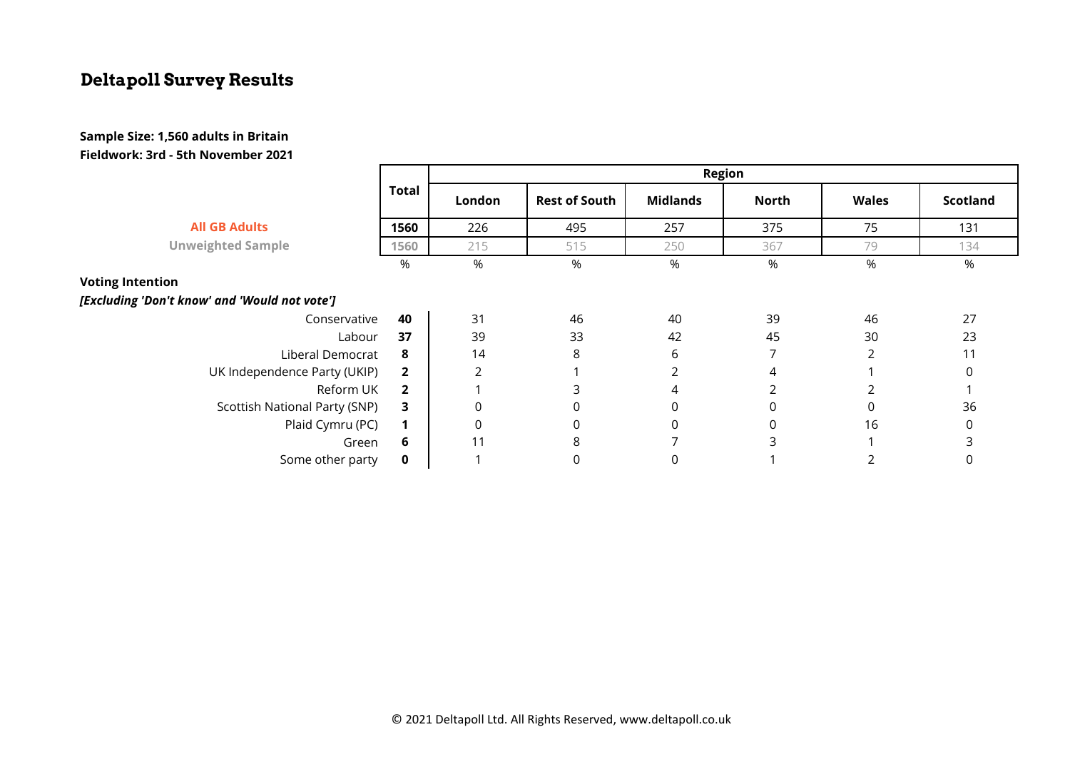# Deltapoll Survey Results

**Sample Size: 1,560 adults in Britain**
**Fieldwork: 3rd - 5th November 2021**

| | Total | Region | | | | | |
|---|---|---|---|---|---|---|---|
| | | London | Rest of South | Midlands | North | Wales | Scotland |
| **All GB Adults** | **1560** | 226 | 495 | 257 | 375 | 75 | 131 |
| **Unweighted Sample** | 1560 | 215 | 515 | 250 | 367 | 79 | 134 |
| | % | % | % | % | % | % | % |
| **Voting Intention** | | | | | | | |
| ***[Excluding 'Don't know' and 'Would not vote']*** | | | | | | | |
| Conservative | **40** | 31 | 46 | 40 | 39 | 46 | 27 |
| Labour | **37** | 39 | 33 | 42 | 45 | 30 | 23 |
| Liberal Democrat | **8** | 14 | 8 | 6 | 7 | 2 | 11 |
| UK Independence Party (UKIP) | **2** | 2 | 1 | 2 | 4 | 1 | 0 |
| Reform UK | **2** | 1 | 3 | 4 | 2 | 2 | 1 |
| Scottish National Party (SNP) | **3** | 0 | 0 | 0 | 0 | 0 | 36 |
| Plaid Cymru (PC) | **1** | 0 | 0 | 0 | 0 | 16 | 0 |
| Green | **6** | 11 | 8 | 7 | 3 | 1 | 3 |
| Some other party | **0** | 1 | 0 | 0 | 1 | 2 | 0 |

© 2021 Deltapoll Ltd. All Rights Reserved, www.deltapoll.co.uk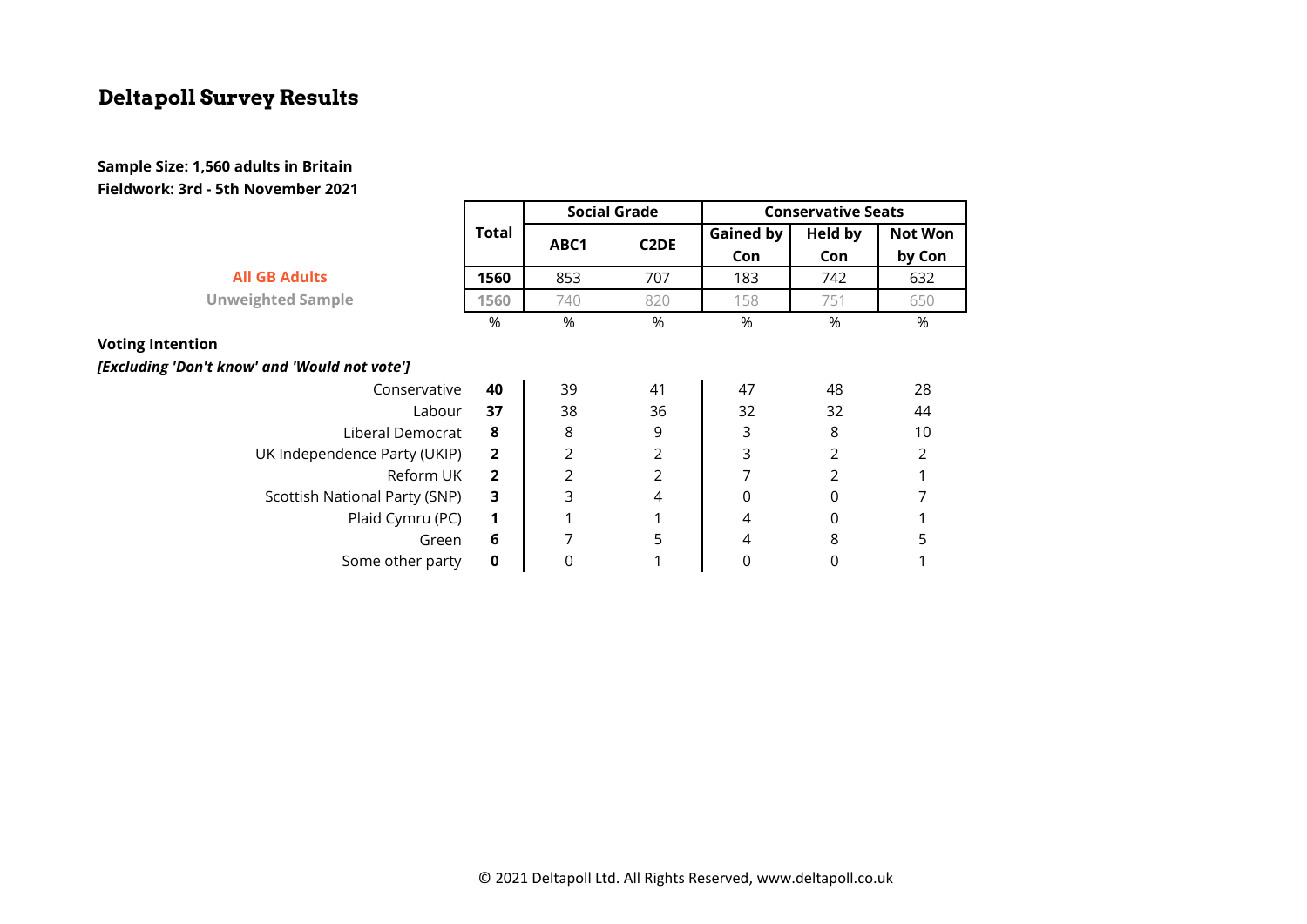## Deltapoll Survey Results

**Sample Size: 1,560 adults in Britain**
**Fieldwork: 3rd - 5th November 2021**

| | Total | Social Grade | | Conservative Seats | | |
|---|---|---|---|---|---|---|
| | | ABC1 | C2DE | Gained by Con | Held by Con | Not Won by Con |
| **All GB Adults** | **1560** | 853 | 707 | 183 | 742 | 632 |
| **Unweighted Sample** | 1560 | 740 | 820 | 158 | 751 | 650 |
| | % | % | % | % | % | % |
| **Voting Intention** | | | | | | |
| ***[Excluding 'Don't know' and 'Would not vote']*** | | | | | | |
| Conservative | **40** | 39 | 41 | 47 | 48 | 28 |
| Labour | **37** | 38 | 36 | 32 | 32 | 44 |
| Liberal Democrat | **8** | 8 | 9 | 3 | 8 | 10 |
| UK Independence Party (UKIP) | **2** | 2 | 2 | 3 | 2 | 2 |
| Reform UK | **2** | 2 | 2 | 7 | 2 | 1 |
| Scottish National Party (SNP) | **3** | 3 | 4 | 0 | 0 | 7 |
| Plaid Cymru (PC) | **1** | 1 | 1 | 4 | 0 | 1 |
| Green | **6** | 7 | 5 | 4 | 8 | 5 |
| Some other party | **0** | 0 | 1 | 0 | 0 | 1 |

© 2021 Deltapoll Ltd. All Rights Reserved, www.deltapoll.co.uk